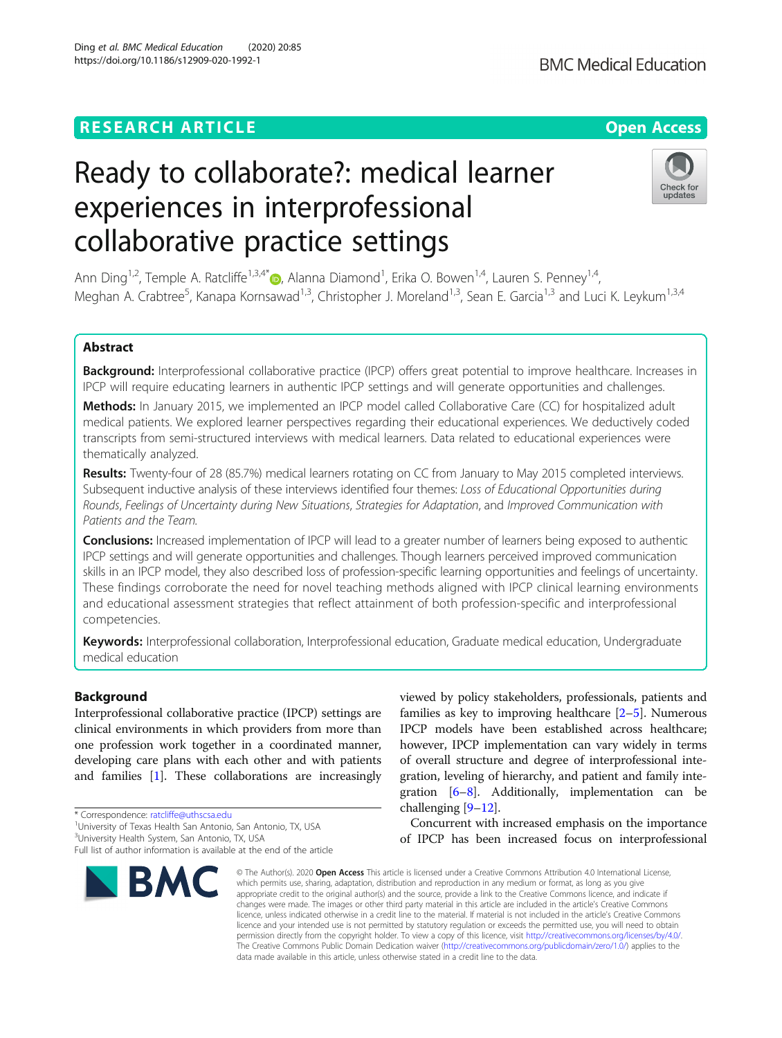RESEARCH ARTICLE

Open Access

# Ready to collaborate?: medical learner experiences in interprofessional collaborative practice settings

Ann Ding[1,2], Temple A. Ratcliffe[1,3,4*], Alanna Diamond[1], Erika O. Bowen[1,4], Lauren S. Penney[1,4], Meghan A. Crabtree[5], Kanapa Kornsawad[1,3], Christopher J. Moreland[1,3], Sean E. Garcia[1,3] and Luci K. Leykum[1,3,4]

## Abstract

**Background:** Interprofessional collaborative practice (IPCP) offers great potential to improve healthcare. Increases in IPCP will require educating learners in authentic IPCP settings and will generate opportunities and challenges.

**Methods:** In January 2015, we implemented an IPCP model called Collaborative Care (CC) for hospitalized adult medical patients. We explored learner perspectives regarding their educational experiences. We deductively coded transcripts from semi-structured interviews with medical learners. Data related to educational experiences were thematically analyzed.

**Results:** Twenty-four of 28 (85.7%) medical learners rotating on CC from January to May 2015 completed interviews. Subsequent inductive analysis of these interviews identified four themes: *Loss of Educational Opportunities during Rounds*, *Feelings of Uncertainty during New Situations*, *Strategies for Adaptation*, and *Improved Communication with Patients and the Team*.

**Conclusions:** Increased implementation of IPCP will lead to a greater number of learners being exposed to authentic IPCP settings and will generate opportunities and challenges. Though learners perceived improved communication skills in an IPCP model, they also described loss of profession-specific learning opportunities and feelings of uncertainty. These findings corroborate the need for novel teaching methods aligned with IPCP clinical learning environments and educational assessment strategies that reflect attainment of both profession-specific and interprofessional competencies.

**Keywords:** Interprofessional collaboration, Interprofessional education, Graduate medical education, Undergraduate medical education

## Background

Interprofessional collaborative practice (IPCP) settings are clinical environments in which providers from more than one profession work together in a coordinated manner, developing care plans with each other and with patients and families [1]. These collaborations are increasingly viewed by policy stakeholders, professionals, patients and families as key to improving healthcare [2–5]. Numerous IPCP models have been established across healthcare; however, IPCP implementation can vary widely in terms of overall structure and degree of interprofessional integration, leveling of hierarchy, and patient and family integration [6–8]. Additionally, implementation can be challenging [9–12].

Concurrent with increased emphasis on the importance of IPCP has been increased focus on interprofessional

\* Correspondence: ratcliffe@uthscsa.edu
[1]University of Texas Health San Antonio, San Antonio, TX, USA
[3]University Health System, San Antonio, TX, USA
Full list of author information is available at the end of the article

© The Author(s). 2020 **Open Access** This article is licensed under a Creative Commons Attribution 4.0 International License, which permits use, sharing, adaptation, distribution and reproduction in any medium or format, as long as you give appropriate credit to the original author(s) and the source, provide a link to the Creative Commons licence, and indicate if changes were made. The images or other third party material in this article are included in the article's Creative Commons licence, unless indicated otherwise in a credit line to the material. If material is not included in the article's Creative Commons licence and your intended use is not permitted by statutory regulation or exceeds the permitted use, you will need to obtain permission directly from the copyright holder. To view a copy of this licence, visit http://creativecommons.org/licenses/by/4.0/. The Creative Commons Public Domain Dedication waiver (http://creativecommons.org/publicdomain/zero/1.0/) applies to the data made available in this article, unless otherwise stated in a credit line to the data.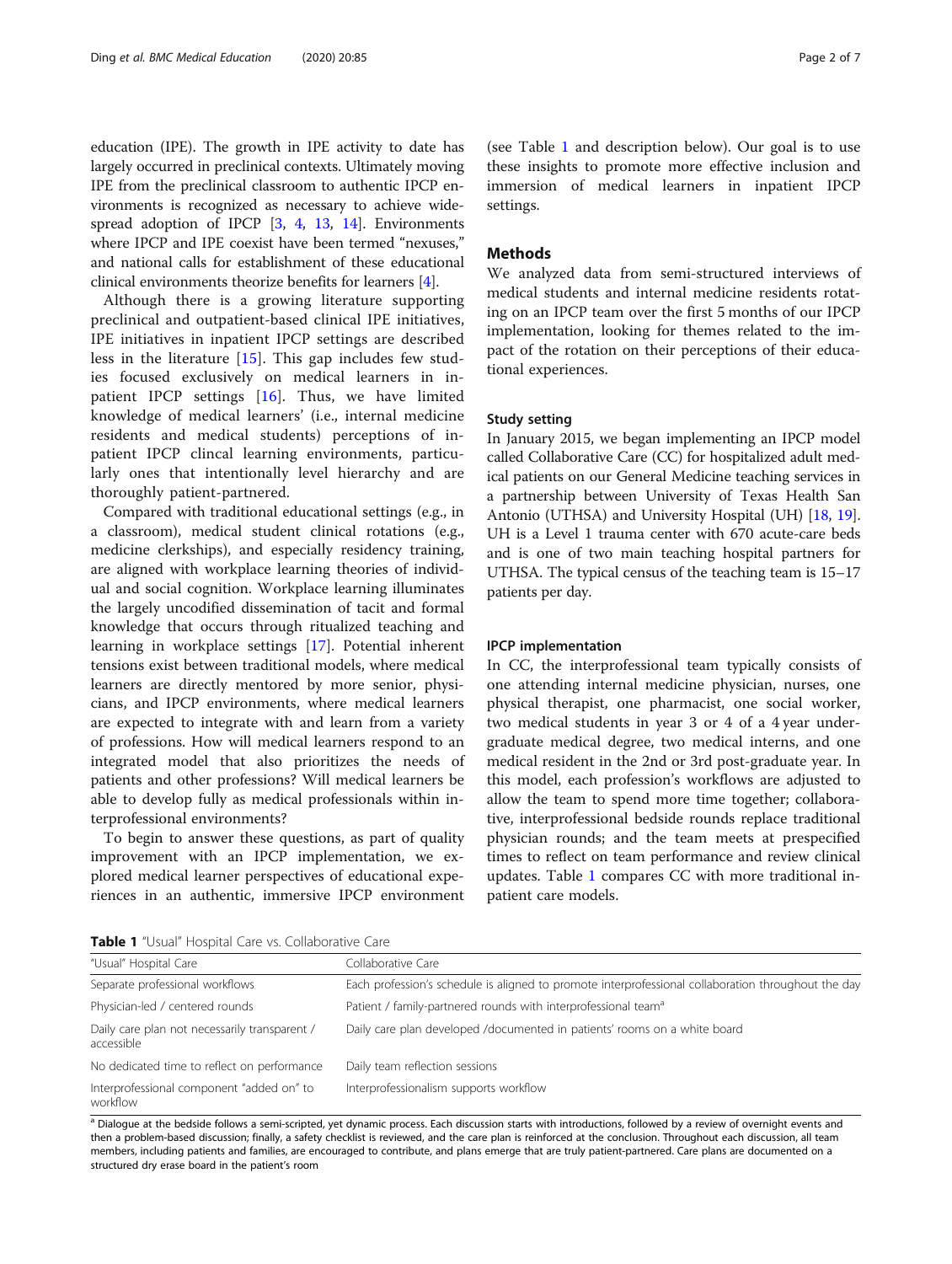education (IPE). The growth in IPE activity to date has largely occurred in preclinical contexts. Ultimately moving IPE from the preclinical classroom to authentic IPCP environments is recognized as necessary to achieve widespread adoption of IPCP [3, 4, 13, 14]. Environments where IPCP and IPE coexist have been termed "nexuses," and national calls for establishment of these educational clinical environments theorize benefits for learners [4].

Although there is a growing literature supporting preclinical and outpatient-based clinical IPE initiatives, IPE initiatives in inpatient IPCP settings are described less in the literature [15]. This gap includes few studies focused exclusively on medical learners in inpatient IPCP settings [16]. Thus, we have limited knowledge of medical learners' (i.e., internal medicine residents and medical students) perceptions of inpatient IPCP clincal learning environments, particularly ones that intentionally level hierarchy and are thoroughly patient-partnered.

Compared with traditional educational settings (e.g., in a classroom), medical student clinical rotations (e.g., medicine clerkships), and especially residency training, are aligned with workplace learning theories of individual and social cognition. Workplace learning illuminates the largely uncodified dissemination of tacit and formal knowledge that occurs through ritualized teaching and learning in workplace settings [17]. Potential inherent tensions exist between traditional models, where medical learners are directly mentored by more senior, physicians, and IPCP environments, where medical learners are expected to integrate with and learn from a variety of professions. How will medical learners respond to an integrated model that also prioritizes the needs of patients and other professions? Will medical learners be able to develop fully as medical professionals within interprofessional environments?

To begin to answer these questions, as part of quality improvement with an IPCP implementation, we explored medical learner perspectives of educational experiences in an authentic, immersive IPCP environment (see Table 1 and description below). Our goal is to use these insights to promote more effective inclusion and immersion of medical learners in inpatient IPCP settings.

## Methods

We analyzed data from semi-structured interviews of medical students and internal medicine residents rotating on an IPCP team over the first 5 months of our IPCP implementation, looking for themes related to the impact of the rotation on their perceptions of their educational experiences.

### Study setting

In January 2015, we began implementing an IPCP model called Collaborative Care (CC) for hospitalized adult medical patients on our General Medicine teaching services in a partnership between University of Texas Health San Antonio (UTHSA) and University Hospital (UH) [18, 19]. UH is a Level 1 trauma center with 670 acute-care beds and is one of two main teaching hospital partners for UTHSA. The typical census of the teaching team is 15–17 patients per day.

### IPCP implementation

In CC, the interprofessional team typically consists of one attending internal medicine physician, nurses, one physical therapist, one pharmacist, one social worker, two medical students in year 3 or 4 of a 4 year undergraduate medical degree, two medical interns, and one medical resident in the 2nd or 3rd post-graduate year. In this model, each profession's workflows are adjusted to allow the team to spend more time together; collaborative, interprofessional bedside rounds replace traditional physician rounds; and the team meets at prespecified times to reflect on team performance and review clinical updates. Table 1 compares CC with more traditional inpatient care models.

**Table 1** "Usual" Hospital Care vs. Collaborative Care

| "Usual" Hospital Care | Collaborative Care |
|---|---|
| Separate professional workflows | Each profession's schedule is aligned to promote interprofessional collaboration throughout the day |
| Physician-led / centered rounds | Patient / family-partnered rounds with interprofessional team[a] |
| Daily care plan not necessarily transparent / accessible | Daily care plan developed /documented in patients' rooms on a white board |
| No dedicated time to reflect on performance | Daily team reflection sessions |
| Interprofessional component "added on" to workflow | Interprofessionalism supports workflow |

[a] Dialogue at the bedside follows a semi-scripted, yet dynamic process. Each discussion starts with introductions, followed by a review of overnight events and then a problem-based discussion; finally, a safety checklist is reviewed, and the care plan is reinforced at the conclusion. Throughout each discussion, all team members, including patients and families, are encouraged to contribute, and plans emerge that are truly patient-partnered. Care plans are documented on a structured dry erase board in the patient's room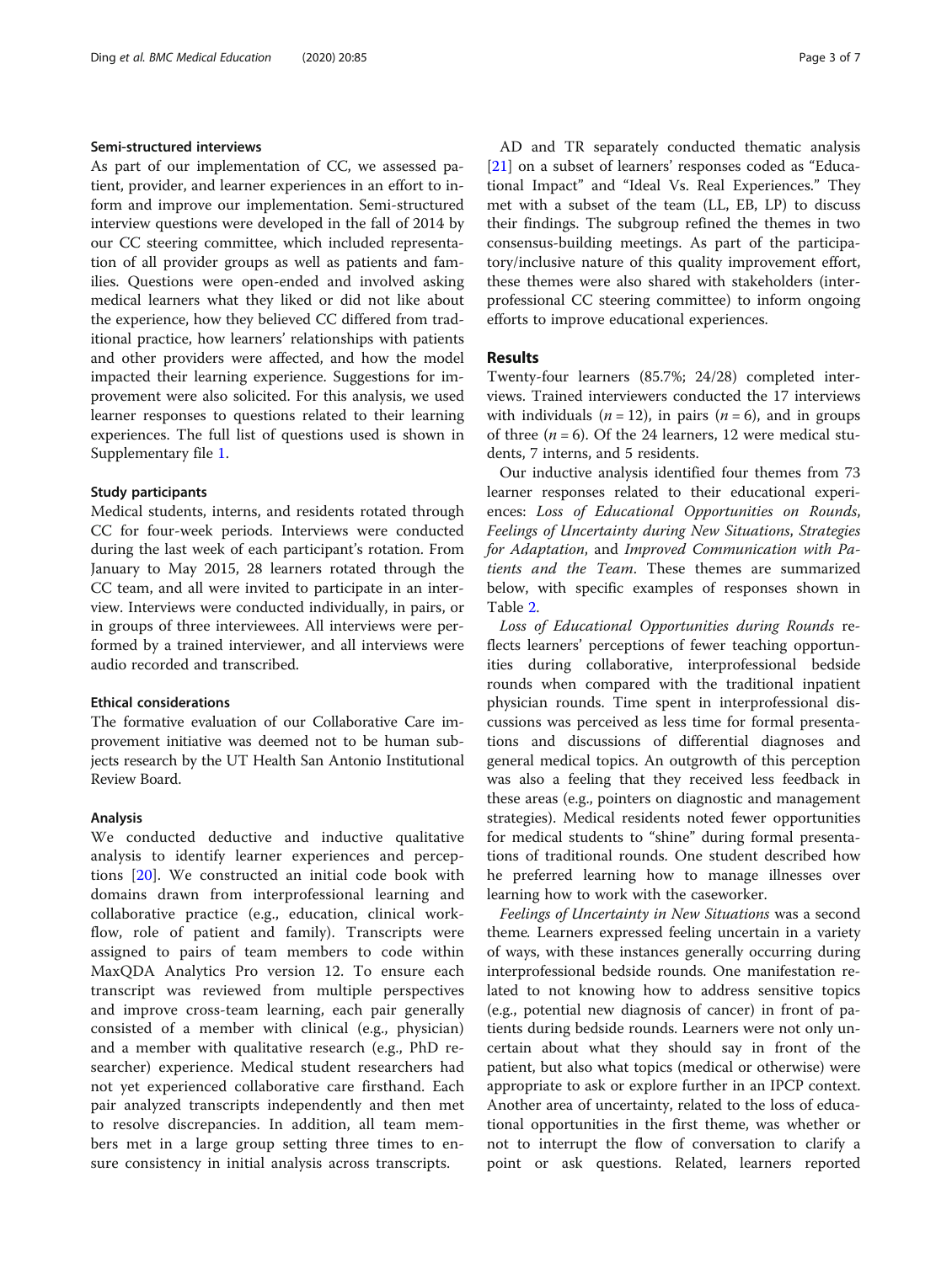### Semi-structured interviews

As part of our implementation of CC, we assessed patient, provider, and learner experiences in an effort to inform and improve our implementation. Semi-structured interview questions were developed in the fall of 2014 by our CC steering committee, which included representation of all provider groups as well as patients and families. Questions were open-ended and involved asking medical learners what they liked or did not like about the experience, how they believed CC differed from traditional practice, how learners' relationships with patients and other providers were affected, and how the model impacted their learning experience. Suggestions for improvement were also solicited. For this analysis, we used learner responses to questions related to their learning experiences. The full list of questions used is shown in Supplementary file 1.

### Study participants

Medical students, interns, and residents rotated through CC for four-week periods. Interviews were conducted during the last week of each participant's rotation. From January to May 2015, 28 learners rotated through the CC team, and all were invited to participate in an interview. Interviews were conducted individually, in pairs, or in groups of three interviewees. All interviews were performed by a trained interviewer, and all interviews were audio recorded and transcribed.

### Ethical considerations

The formative evaluation of our Collaborative Care improvement initiative was deemed not to be human subjects research by the UT Health San Antonio Institutional Review Board.

### Analysis

We conducted deductive and inductive qualitative analysis to identify learner experiences and perceptions [20]. We constructed an initial code book with domains drawn from interprofessional learning and collaborative practice (e.g., education, clinical workflow, role of patient and family). Transcripts were assigned to pairs of team members to code within MaxQDA Analytics Pro version 12. To ensure each transcript was reviewed from multiple perspectives and improve cross-team learning, each pair generally consisted of a member with clinical (e.g., physician) and a member with qualitative research (e.g., PhD researcher) experience. Medical student researchers had not yet experienced collaborative care firsthand. Each pair analyzed transcripts independently and then met to resolve discrepancies. In addition, all team members met in a large group setting three times to ensure consistency in initial analysis across transcripts.

AD and TR separately conducted thematic analysis [21] on a subset of learners' responses coded as "Educational Impact" and "Ideal Vs. Real Experiences." They met with a subset of the team (LL, EB, LP) to discuss their findings. The subgroup refined the themes in two consensus-building meetings. As part of the participatory/inclusive nature of this quality improvement effort, these themes were also shared with stakeholders (interprofessional CC steering committee) to inform ongoing efforts to improve educational experiences.

## Results

Twenty-four learners (85.7%; 24/28) completed interviews. Trained interviewers conducted the 17 interviews with individuals ($n = 12$), in pairs ($n = 6$), and in groups of three ($n = 6$). Of the 24 learners, 12 were medical students, 7 interns, and 5 residents.

Our inductive analysis identified four themes from 73 learner responses related to their educational experiences: *Loss of Educational Opportunities on Rounds*, *Feelings of Uncertainty during New Situations*, *Strategies for Adaptation*, and *Improved Communication with Patients and the Team*. These themes are summarized below, with specific examples of responses shown in Table 2.

*Loss of Educational Opportunities during Rounds* reflects learners' perceptions of fewer teaching opportunities during collaborative, interprofessional bedside rounds when compared with the traditional inpatient physician rounds. Time spent in interprofessional discussions was perceived as less time for formal presentations and discussions of differential diagnoses and general medical topics. An outgrowth of this perception was also a feeling that they received less feedback in these areas (e.g., pointers on diagnostic and management strategies). Medical residents noted fewer opportunities for medical students to "shine" during formal presentations of traditional rounds. One student described how he preferred learning how to manage illnesses over learning how to work with the caseworker.

*Feelings of Uncertainty in New Situations* was a second theme. Learners expressed feeling uncertain in a variety of ways, with these instances generally occurring during interprofessional bedside rounds. One manifestation related to not knowing how to address sensitive topics (e.g., potential new diagnosis of cancer) in front of patients during bedside rounds. Learners were not only uncertain about what they should say in front of the patient, but also what topics (medical or otherwise) were appropriate to ask or explore further in an IPCP context. Another area of uncertainty, related to the loss of educational opportunities in the first theme, was whether or not to interrupt the flow of conversation to clarify a point or ask questions. Related, learners reported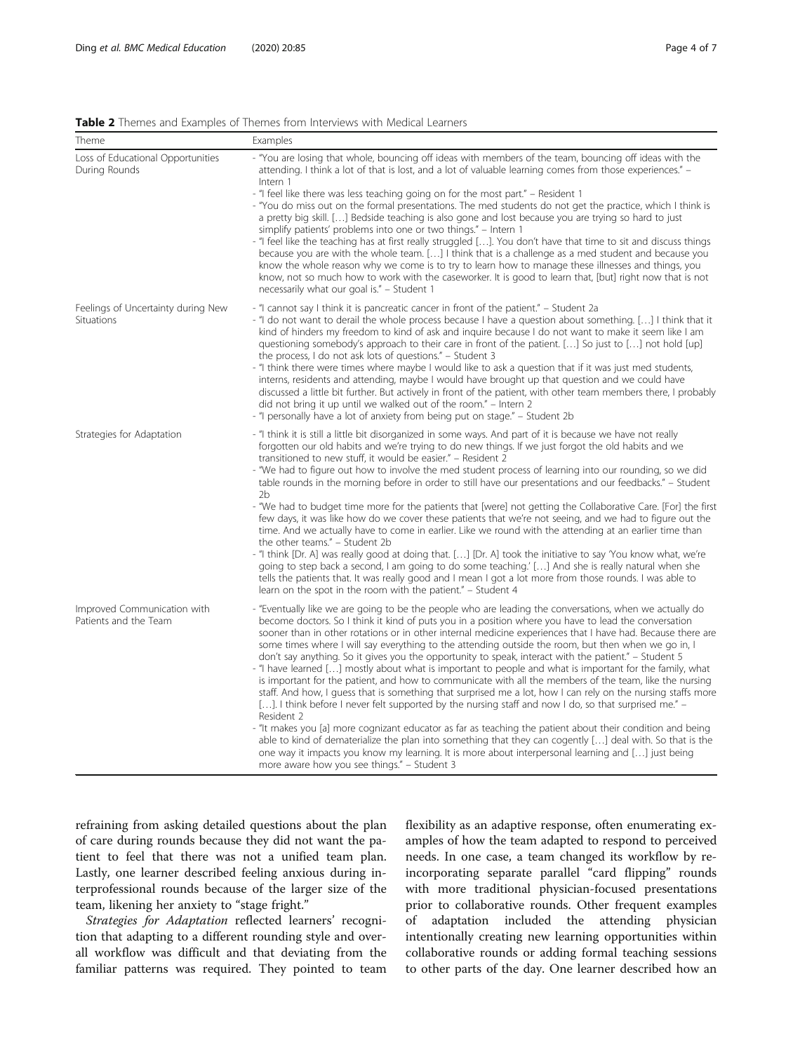**Table 2** Themes and Examples of Themes from Interviews with Medical Learners

| Theme | Examples |
| --- | --- |
| Loss of Educational Opportunities During Rounds | - "You are losing that whole, bouncing off ideas with members of the team, bouncing off ideas with the attending. I think a lot of that is lost, and a lot of valuable learning comes from those experiences." – Intern 1<br>- "I feel like there was less teaching going on for the most part." – Resident 1<br>- "You do miss out on the formal presentations. The med students do not get the practice, which I think is a pretty big skill. […] Bedside teaching is also gone and lost because you are trying so hard to just simplify patients' problems into one or two things." – Intern 1<br>- "I feel like the teaching has at first really struggled […]. You don't have that time to sit and discuss things because you are with the whole team. […] I think that is a challenge as a med student and because you know the whole reason why we come is to try to learn how to manage these illnesses and things, you know, not so much how to work with the caseworker. It is good to learn that, [but] right now that is not necessarily what our goal is." – Student 1 |
| Feelings of Uncertainty during New Situations | - "I cannot say I think it is pancreatic cancer in front of the patient." – Student 2a<br>- "I do not want to derail the whole process because I have a question about something. […] I think that it kind of hinders my freedom to kind of ask and inquire because I do not want to make it seem like I am questioning somebody's approach to their care in front of the patient. […] So just to […] not hold [up] the process, I do not ask lots of questions." – Student 3<br>- "I think there were times where maybe I would like to ask a question that if it was just med students, interns, residents and attending, maybe I would have brought up that question and we could have discussed a little bit further. But actively in front of the patient, with other team members there, I probably did not bring it up until we walked out of the room." – Intern 2<br>- "I personally have a lot of anxiety from being put on stage." – Student 2b |
| Strategies for Adaptation | - "I think it is still a little bit disorganized in some ways. And part of it is because we have not really forgotten our old habits and we're trying to do new things. If we just forgot the old habits and we transitioned to new stuff, it would be easier." – Resident 2<br>- "We had to figure out how to involve the med student process of learning into our rounding, so we did table rounds in the morning before in order to still have our presentations and our feedbacks." – Student 2b<br>- "We had to budget time more for the patients that [were] not getting the Collaborative Care. [For] the first few days, it was like how do we cover these patients that we're not seeing, and we had to figure out the time. And we actually have to come in earlier. Like we round with the attending at an earlier time than the other teams." – Student 2b<br>- "I think [Dr. A] was really good at doing that. […] [Dr. A] took the initiative to say 'You know what, we're going to step back a second, I am going to do some teaching.' […] And she is really natural when she tells the patients that. It was really good and I mean I got a lot more from those rounds. I was able to learn on the spot in the room with the patient." – Student 4 |
| Improved Communication with Patients and the Team | - "Eventually like we are going to be the people who are leading the conversations, when we actually do become doctors. So I think it kind of puts you in a position where you have to lead the conversation sooner than in other rotations or in other internal medicine experiences that I have had. Because there are some times where I will say everything to the attending outside the room, but then when we go in, I don't say anything. So it gives you the opportunity to speak, interact with the patient." – Student 5<br>- "I have learned […] mostly about what is important to people and what is important for the family, what is important for the patient, and how to communicate with all the members of the team, like the nursing staff. And how, I guess that is something that surprised me a lot, how I can rely on the nursing staffs more […]. I think before I never felt supported by the nursing staff and now I do, so that surprised me." – Resident 2<br>- "It makes you [a] more cognizant educator as far as teaching the patient about their condition and being able to kind of dematerialize the plan into something that they can cogently […] deal with. So that is the one way it impacts you know my learning. It is more about interpersonal learning and […] just being more aware how you see things." – Student 3 |

refraining from asking detailed questions about the plan of care during rounds because they did not want the patient to feel that there was not a unified team plan. Lastly, one learner described feeling anxious during interprofessional rounds because of the larger size of the team, likening her anxiety to "stage fright."

*Strategies for Adaptation* reflected learners' recognition that adapting to a different rounding style and overall workflow was difficult and that deviating from the familiar patterns was required. They pointed to team flexibility as an adaptive response, often enumerating examples of how the team adapted to respond to perceived needs. In one case, a team changed its workflow by re-incorporating separate parallel "card flipping" rounds with more traditional physician-focused presentations prior to collaborative rounds. Other frequent examples of adaptation included the attending physician intentionally creating new learning opportunities within collaborative rounds or adding formal teaching sessions to other parts of the day. One learner described how an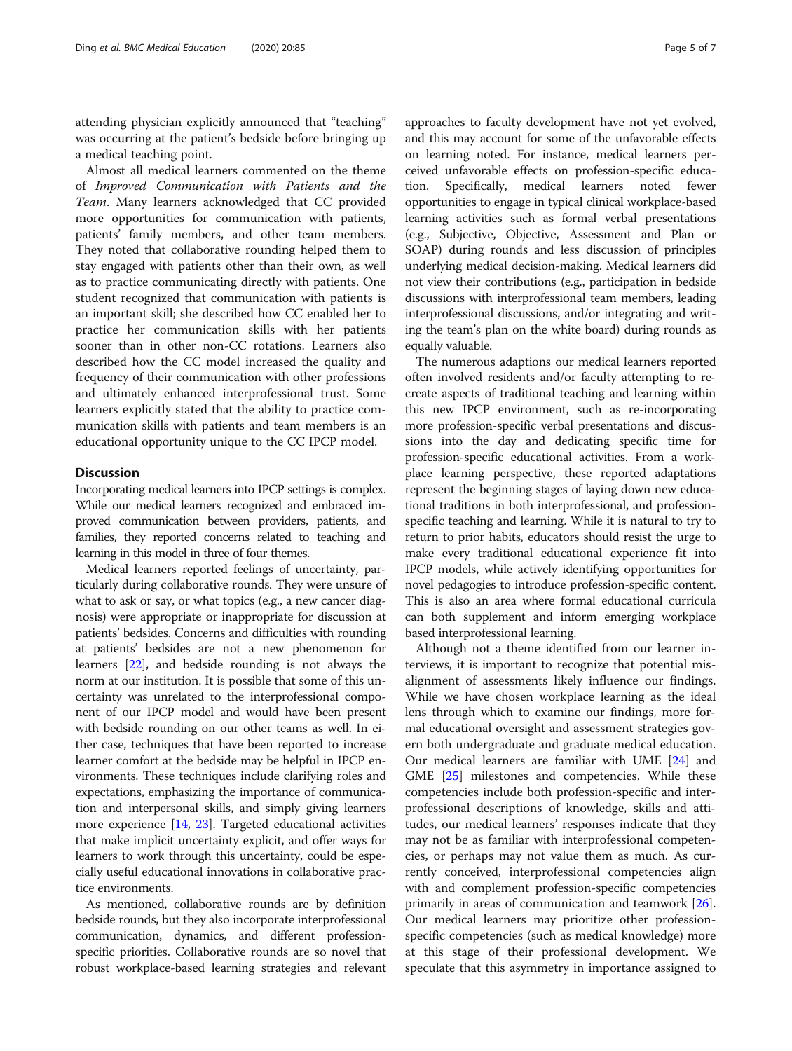attending physician explicitly announced that "teaching" was occurring at the patient's bedside before bringing up a medical teaching point.

Almost all medical learners commented on the theme of *Improved Communication with Patients and the Team*. Many learners acknowledged that CC provided more opportunities for communication with patients, patients' family members, and other team members. They noted that collaborative rounding helped them to stay engaged with patients other than their own, as well as to practice communicating directly with patients. One student recognized that communication with patients is an important skill; she described how CC enabled her to practice her communication skills with her patients sooner than in other non-CC rotations. Learners also described how the CC model increased the quality and frequency of their communication with other professions and ultimately enhanced interprofessional trust. Some learners explicitly stated that the ability to practice communication skills with patients and team members is an educational opportunity unique to the CC IPCP model.

## Discussion

Incorporating medical learners into IPCP settings is complex. While our medical learners recognized and embraced improved communication between providers, patients, and families, they reported concerns related to teaching and learning in this model in three of four themes.

Medical learners reported feelings of uncertainty, particularly during collaborative rounds. They were unsure of what to ask or say, or what topics (e.g., a new cancer diagnosis) were appropriate or inappropriate for discussion at patients' bedsides. Concerns and difficulties with rounding at patients' bedsides are not a new phenomenon for learners [22], and bedside rounding is not always the norm at our institution. It is possible that some of this uncertainty was unrelated to the interprofessional component of our IPCP model and would have been present with bedside rounding on our other teams as well. In either case, techniques that have been reported to increase learner comfort at the bedside may be helpful in IPCP environments. These techniques include clarifying roles and expectations, emphasizing the importance of communication and interpersonal skills, and simply giving learners more experience [14, 23]. Targeted educational activities that make implicit uncertainty explicit, and offer ways for learners to work through this uncertainty, could be especially useful educational innovations in collaborative practice environments.

As mentioned, collaborative rounds are by definition bedside rounds, but they also incorporate interprofessional communication, dynamics, and different profession-specific priorities. Collaborative rounds are so novel that robust workplace-based learning strategies and relevant approaches to faculty development have not yet evolved, and this may account for some of the unfavorable effects on learning noted. For instance, medical learners perceived unfavorable effects on profession-specific education. Specifically, medical learners noted fewer opportunities to engage in typical clinical workplace-based learning activities such as formal verbal presentations (e.g., Subjective, Objective, Assessment and Plan or SOAP) during rounds and less discussion of principles underlying medical decision-making. Medical learners did not view their contributions (e.g., participation in bedside discussions with interprofessional team members, leading interprofessional discussions, and/or integrating and writing the team's plan on the white board) during rounds as equally valuable.

The numerous adaptions our medical learners reported often involved residents and/or faculty attempting to recreate aspects of traditional teaching and learning within this new IPCP environment, such as re-incorporating more profession-specific verbal presentations and discussions into the day and dedicating specific time for profession-specific educational activities. From a workplace learning perspective, these reported adaptations represent the beginning stages of laying down new educational traditions in both interprofessional, and profession-specific teaching and learning. While it is natural to try to return to prior habits, educators should resist the urge to make every traditional educational experience fit into IPCP models, while actively identifying opportunities for novel pedagogies to introduce profession-specific content. This is also an area where formal educational curricula can both supplement and inform emerging workplace based interprofessional learning.

Although not a theme identified from our learner interviews, it is important to recognize that potential misalignment of assessments likely influence our findings. While we have chosen workplace learning as the ideal lens through which to examine our findings, more formal educational oversight and assessment strategies govern both undergraduate and graduate medical education. Our medical learners are familiar with UME [24] and GME [25] milestones and competencies. While these competencies include both profession-specific and interprofessional descriptions of knowledge, skills and attitudes, our medical learners' responses indicate that they may not be as familiar with interprofessional competencies, or perhaps may not value them as much. As currently conceived, interprofessional competencies align with and complement profession-specific competencies primarily in areas of communication and teamwork [26]. Our medical learners may prioritize other profession-specific competencies (such as medical knowledge) more at this stage of their professional development. We speculate that this asymmetry in importance assigned to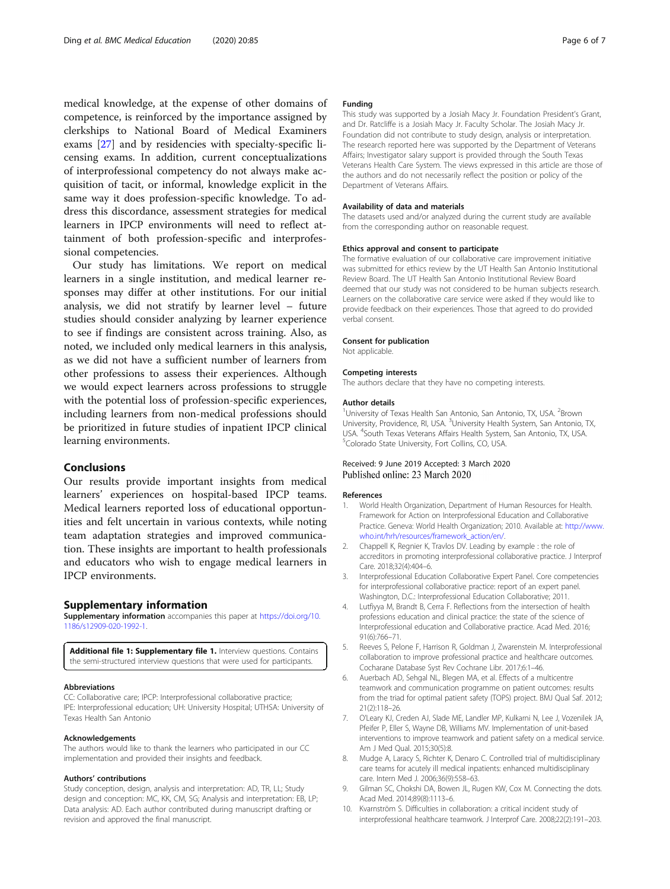medical knowledge, at the expense of other domains of competence, is reinforced by the importance assigned by clerkships to National Board of Medical Examiners exams [27] and by residencies with specialty-specific licensing exams. In addition, current conceptualizations of interprofessional competency do not always make acquisition of tacit, or informal, knowledge explicit in the same way it does profession-specific knowledge. To address this discordance, assessment strategies for medical learners in IPCP environments will need to reflect attainment of both profession-specific and interprofessional competencies.

Our study has limitations. We report on medical learners in a single institution, and medical learner responses may differ at other institutions. For our initial analysis, we did not stratify by learner level – future studies should consider analyzing by learner experience to see if findings are consistent across training. Also, as noted, we included only medical learners in this analysis, as we did not have a sufficient number of learners from other professions to assess their experiences. Although we would expect learners across professions to struggle with the potential loss of profession-specific experiences, including learners from non-medical professions should be prioritized in future studies of inpatient IPCP clinical learning environments.

## Conclusions

Our results provide important insights from medical learners' experiences on hospital-based IPCP teams. Medical learners reported loss of educational opportunities and felt uncertain in various contexts, while noting team adaptation strategies and improved communication. These insights are important to health professionals and educators who wish to engage medical learners in IPCP environments.

## Supplementary information

**Supplementary information** accompanies this paper at https://doi.org/10.1186/s12909-020-1992-1.

**Additional file 1: Supplementary file 1.** Interview questions. Contains the semi-structured interview questions that were used for participants.

#### Abbreviations

CC: Collaborative care; IPCP: Interprofessional collaborative practice; IPE: Interprofessional education; UH: University Hospital; UTHSA: University of Texas Health San Antonio

#### Acknowledgements

The authors would like to thank the learners who participated in our CC implementation and provided their insights and feedback.

#### Authors' contributions

Study conception, design, analysis and interpretation: AD, TR, LL; Study design and conception: MC, KK, CM, SG; Analysis and interpretation: EB, LP; Data analysis: AD. Each author contributed during manuscript drafting or revision and approved the final manuscript.

#### Funding

This study was supported by a Josiah Macy Jr. Foundation President's Grant, and Dr. Ratcliffe is a Josiah Macy Jr. Faculty Scholar. The Josiah Macy Jr. Foundation did not contribute to study design, analysis or interpretation. The research reported here was supported by the Department of Veterans Affairs; Investigator salary support is provided through the South Texas Veterans Health Care System. The views expressed in this article are those of the authors and do not necessarily reflect the position or policy of the Department of Veterans Affairs.

#### Availability of data and materials

The datasets used and/or analyzed during the current study are available from the corresponding author on reasonable request.

#### Ethics approval and consent to participate

The formative evaluation of our collaborative care improvement initiative was submitted for ethics review by the UT Health San Antonio Institutional Review Board. The UT Health San Antonio Institutional Review Board deemed that our study was not considered to be human subjects research. Learners on the collaborative care service were asked if they would like to provide feedback on their experiences. Those that agreed to do provided verbal consent.

#### Consent for publication

Not applicable.

#### Competing interests

The authors declare that they have no competing interests.

#### Author details

[1]University of Texas Health San Antonio, San Antonio, TX, USA. [2]Brown University, Providence, RI, USA. [3]University Health System, San Antonio, TX, USA. [4]South Texas Veterans Affairs Health System, San Antonio, TX, USA. [5]Colorado State University, Fort Collins, CO, USA.

Received: 9 June 2019 Accepted: 3 March 2020
Published online: 23 March 2020

#### References

1. World Health Organization, Department of Human Resources for Health. Framework for Action on Interprofessional Education and Collaborative Practice. Geneva: World Health Organization; 2010. Available at: http://www.who.int/hrh/resources/framework_action/en/.
2. Chappell K, Regnier K, Travlos DV. Leading by example : the role of accreditors in promoting interprofessional collaborative practice. J Interprof Care. 2018;32(4):404–6.
3. Interprofessional Education Collaborative Expert Panel. Core competencies for interprofessional collaborative practice: report of an expert panel. Washington, D.C.: Interprofessional Education Collaborative; 2011.
4. Lutfiyya M, Brandt B, Cerra F. Reflections from the intersection of health professions education and clinical practice: the state of the science of Interprofessional education and Collaborative practice. Acad Med. 2016; 91(6):766–71.
5. Reeves S, Pelone F, Harrison R, Goldman J, Zwarenstein M. Interprofessional collaboration to improve professional practice and healthcare outcomes. Cocharane Database Syst Rev Cochrane Libr. 2017;6:1–46.
6. Auerbach AD, Sehgal NL, Blegen MA, et al. Effects of a multicentre teamwork and communication programme on patient outcomes: results from the triad for optimal patient safety (TOPS) project. BMJ Qual Saf. 2012; 21(2):118–26.
7. O'Leary KJ, Creden AJ, Slade ME, Landler MP, Kulkarni N, Lee J, Vozenilek JA, Pfeifer P, Eller S, Wayne DB, Williams MV. Implementation of unit-based interventions to improve teamwork and patient safety on a medical service. Am J Med Qual. 2015;30(5):8.
8. Mudge A, Laracy S, Richter K, Denaro C. Controlled trial of multidisciplinary care teams for acutely ill medical inpatients: enhanced multidisciplinary care. Intern Med J. 2006;36(9):558–63.
9. Gilman SC, Chokshi DA, Bowen JL, Rugen KW, Cox M. Connecting the dots. Acad Med. 2014;89(8):1113–6.
10. Kvarnström S. Difficulties in collaboration: a critical incident study of interprofessional healthcare teamwork. J Interprof Care. 2008;22(2):191–203.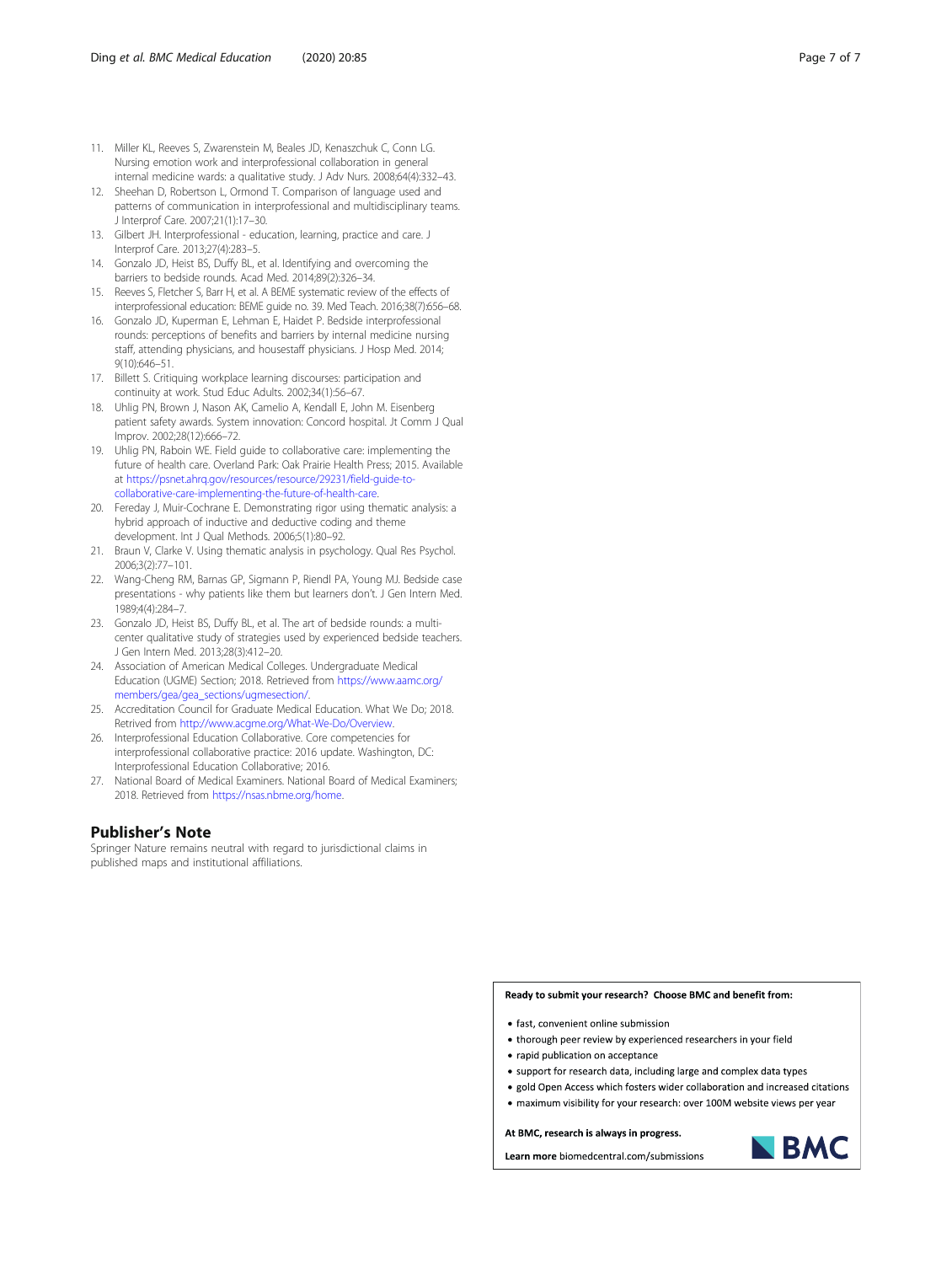11. Miller KL, Reeves S, Zwarenstein M, Beales JD, Kenaszchuk C, Conn LG. Nursing emotion work and interprofessional collaboration in general internal medicine wards: a qualitative study. J Adv Nurs. 2008;64(4):332–43.
12. Sheehan D, Robertson L, Ormond T. Comparison of language used and patterns of communication in interprofessional and multidisciplinary teams. J Interprof Care. 2007;21(1):17–30.
13. Gilbert JH. Interprofessional - education, learning, practice and care. J Interprof Care. 2013;27(4):283–5.
14. Gonzalo JD, Heist BS, Duffy BL, et al. Identifying and overcoming the barriers to bedside rounds. Acad Med. 2014;89(2):326–34.
15. Reeves S, Fletcher S, Barr H, et al. A BEME systematic review of the effects of interprofessional education: BEME guide no. 39. Med Teach. 2016;38(7):656–68.
16. Gonzalo JD, Kuperman E, Lehman E, Haidet P. Bedside interprofessional rounds: perceptions of benefits and barriers by internal medicine nursing staff, attending physicians, and housestaff physicians. J Hosp Med. 2014; 9(10):646–51.
17. Billett S. Critiquing workplace learning discourses: participation and continuity at work. Stud Educ Adults. 2002;34(1):56–67.
18. Uhlig PN, Brown J, Nason AK, Camelio A, Kendall E, John M. Eisenberg patient safety awards. System innovation: Concord hospital. Jt Comm J Qual Improv. 2002;28(12):666–72.
19. Uhlig PN, Raboin WE. Field guide to collaborative care: implementing the future of health care. Overland Park: Oak Prairie Health Press; 2015. Available at https://psnet.ahrq.gov/resources/resource/29231/field-guide-to-collaborative-care-implementing-the-future-of-health-care.
20. Fereday J, Muir-Cochrane E. Demonstrating rigor using thematic analysis: a hybrid approach of inductive and deductive coding and theme development. Int J Qual Methods. 2006;5(1):80–92.
21. Braun V, Clarke V. Using thematic analysis in psychology. Qual Res Psychol. 2006;3(2):77–101.
22. Wang-Cheng RM, Barnas GP, Sigmann P, Riendl PA, Young MJ. Bedside case presentations - why patients like them but learners don't. J Gen Intern Med. 1989;4(4):284–7.
23. Gonzalo JD, Heist BS, Duffy BL, et al. The art of bedside rounds: a multi-center qualitative study of strategies used by experienced bedside teachers. J Gen Intern Med. 2013;28(3):412–20.
24. Association of American Medical Colleges. Undergraduate Medical Education (UGME) Section; 2018. Retrieved from https://www.aamc.org/members/gea/gea_sections/ugmesection/.
25. Accreditation Council for Graduate Medical Education. What We Do; 2018. Retrived from http://www.acgme.org/What-We-Do/Overview.
26. Interprofessional Education Collaborative. Core competencies for interprofessional collaborative practice: 2016 update. Washington, DC: Interprofessional Education Collaborative; 2016.
27. National Board of Medical Examiners. National Board of Medical Examiners; 2018. Retrieved from https://nsas.nbme.org/home.

## Publisher's Note

Springer Nature remains neutral with regard to jurisdictional claims in published maps and institutional affiliations.

**Ready to submit your research? Choose BMC and benefit from:**

- fast, convenient online submission
- thorough peer review by experienced researchers in your field
- rapid publication on acceptance
- support for research data, including large and complex data types
- gold Open Access which fosters wider collaboration and increased citations
- maximum visibility for your research: over 100M website views per year

**At BMC, research is always in progress.**

**Learn more** biomedcentral.com/submissions

BMC